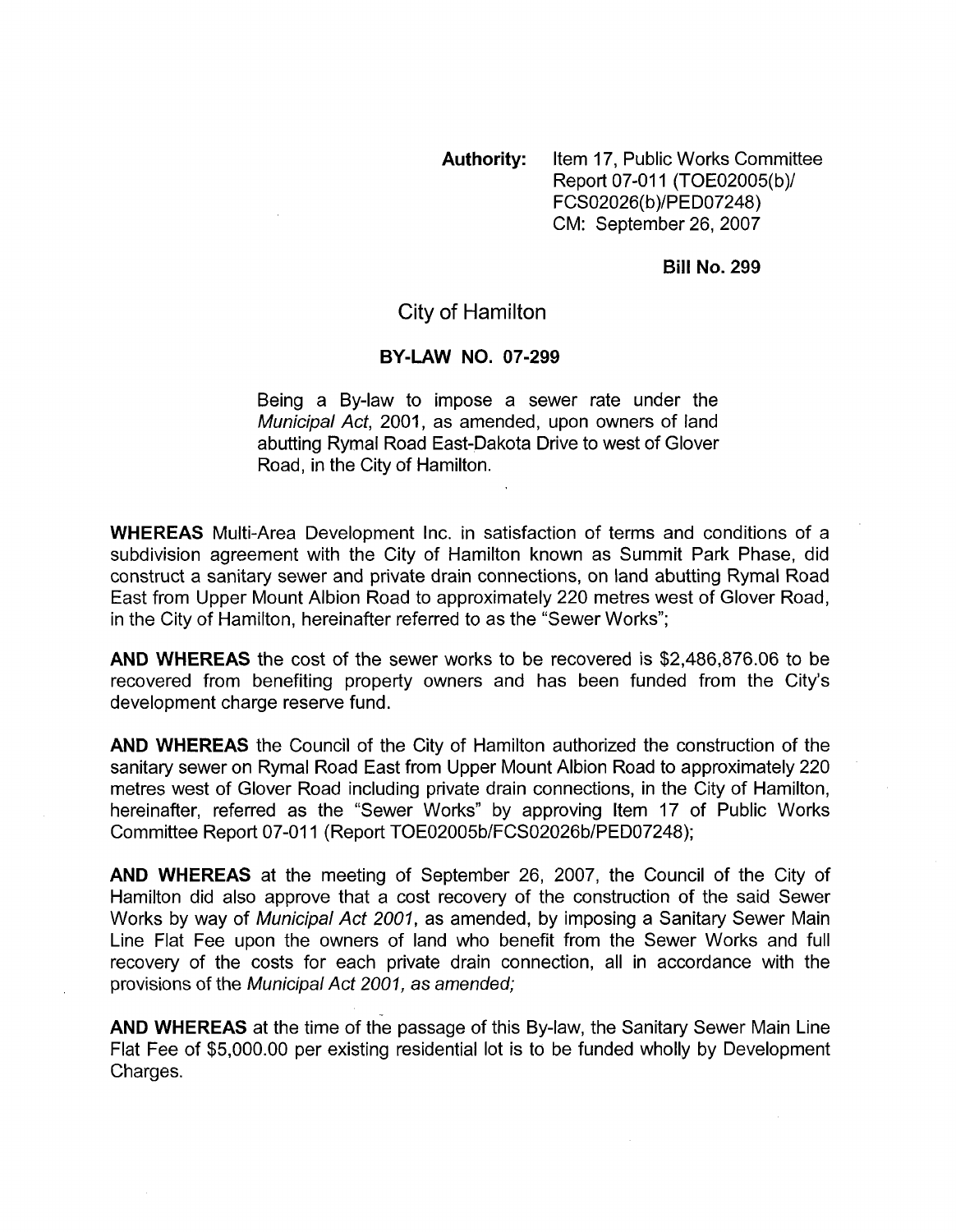**Authority:** Item 17, Public Works Committee Report 07-011 (TOE02005(b)/ FCS02026(b)/PED07248) CM: September 26, 2007

**Bill No. 299**

# City of Hamilton

## BY-LAW NO. 07-299

Being a By-law to impose a sewer rate under the *Municipal Act*, 2001, as amended, upon owners of land abutting Rymal Road East-Dakota Drive to west of Glover Road, in the City of Hamilton.

**WHEREAS** Multi-Area Development Inc. in satisfaction of terms and conditions of a subdivision agreement with the City of Hamilton known as Summit Park Phase, did construct a sanitary sewer and private drain connections, on land abutting Rymal Road East from Upper Mount Albion Road to approximately 220 metres west of Glover Road, in the City of Hamilton, hereinafter referred to as the "Sewer Works";

**AND WHEREAS** the cost of the sewer works to be recovered is $2,486,876.06 to be recovered from benefiting property owners and has been funded from the City's development charge reserve fund.

**AND WHEREAS** the Council of the City of Hamilton authorized the construction of the sanitary sewer on Rymal Road East from Upper Mount Albion Road to approximately 220 metres west of Glover Road including private drain connections, in the City of Hamilton, hereinafter, referred as the "Sewer Works" by approving Item 17 of Public Works Committee Report 07-011 (Report TOE02005b/FCS02026b/PED07248);

**AND WHEREAS** at the meeting of September 26, 2007, the Council of the City of Hamilton did also approve that a cost recovery of the construction of the said Sewer Works by way of *Municipal Act 2001*, as amended, by imposing a Sanitary Sewer Main Line Flat Fee upon the owners of land who benefit from the Sewer Works and full recovery of the costs for each private drain connection, all in accordance with the provisions of the *Municipal Act 2001, as amended;*

**AND WHEREAS** at the time of the passage of this By-law, the Sanitary Sewer Main Line Flat Fee of $5,000.00 per existing residential lot is to be funded wholly by Development Charges.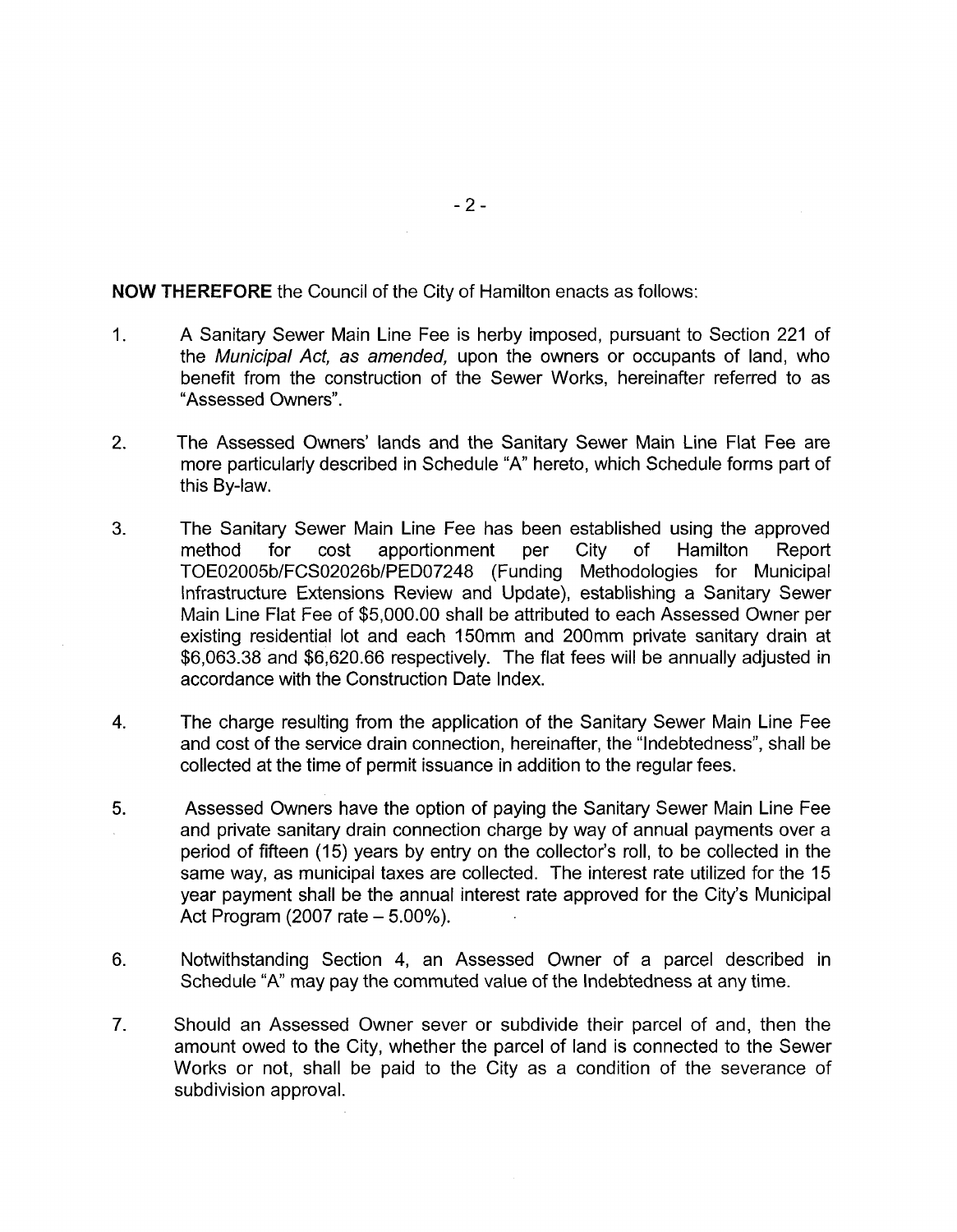**NOW THEREFORE** the Council of the City of Hamilton enacts as follows:

1. A Sanitary Sewer Main Line Fee is herby imposed, pursuant to Section 221 of the *Municipal Act, as amended,* upon the owners or occupants of land, who benefit from the construction of the Sewer Works, hereinafter referred to as "Assessed Owners".

2. The Assessed Owners' lands and the Sanitary Sewer Main Line Flat Fee are more particularly described in Schedule "A" hereto, which Schedule forms part of this By-law.

3. The Sanitary Sewer Main Line Fee has been established using the approved method for cost apportionment per City of Hamilton Report TOE02005b/FCS02026b/PED07248 (Funding Methodologies for Municipal Infrastructure Extensions Review and Update), establishing a Sanitary Sewer Main Line Flat Fee of $5,000.00 shall be attributed to each Assessed Owner per existing residential lot and each 150mm and 200mm private sanitary drain at $6,063.38 and $6,620.66 respectively. The flat fees will be annually adjusted in accordance with the Construction Date Index.

4. The charge resulting from the application of the Sanitary Sewer Main Line Fee and cost of the service drain connection, hereinafter, the "Indebtedness", shall be collected at the time of permit issuance in addition to the regular fees.

5. Assessed Owners have the option of paying the Sanitary Sewer Main Line Fee and private sanitary drain connection charge by way of annual payments over a period of fifteen (15) years by entry on the collector's roll, to be collected in the same way, as municipal taxes are collected. The interest rate utilized for the 15 year payment shall be the annual interest rate approved for the City's Municipal Act Program (2007 rate – 5.00%).

6. Notwithstanding Section 4, an Assessed Owner of a parcel described in Schedule "A" may pay the commuted value of the Indebtedness at any time.

7. Should an Assessed Owner sever or subdivide their parcel of and, then the amount owed to the City, whether the parcel of land is connected to the Sewer Works or not, shall be paid to the City as a condition of the severance of subdivision approval.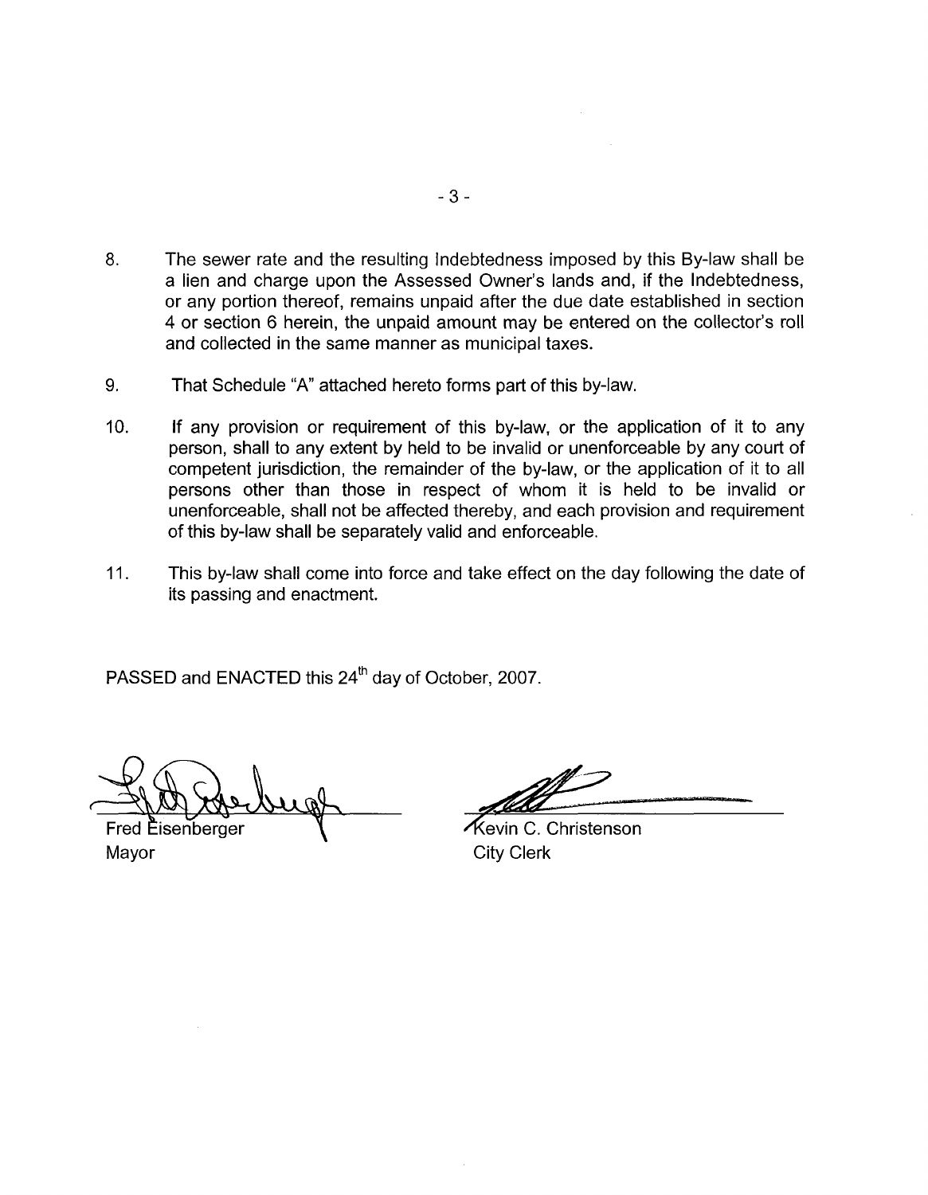8. The sewer rate and the resulting Indebtedness imposed by this By-law shall be a lien and charge upon the Assessed Owner's lands and, if the Indebtedness, or any portion thereof, remains unpaid after the due date established in section 4 or section 6 herein, the unpaid amount may be entered on the collector's roll and collected in the same manner as municipal taxes.

9. That Schedule "A" attached hereto forms part of this by-law.

10. If any provision or requirement of this by-law, or the application of it to any person, shall to any extent by held to be invalid or unenforceable by any court of competent jurisdiction, the remainder of the by-law, or the application of it to all persons other than those in respect of whom it is held to be invalid or unenforceable, shall not be affected thereby, and each provision and requirement of this by-law shall be separately valid and enforceable.

11. This by-law shall come into force and take effect on the day following the date of its passing and enactment.

PASSED and ENACTED this 24th day of October, 2007.

Fred Eisenberger
Mayor

Kevin C. Christenson
City Clerk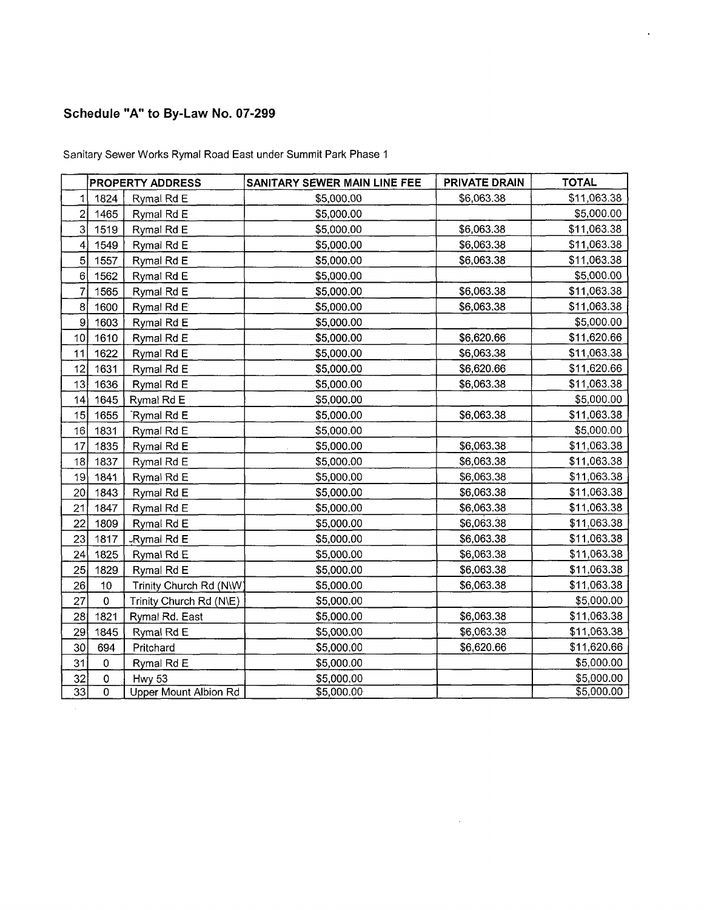## Schedule "A" to By-Law No. 07-299

Sanitary Sewer Works Rymal Road East under Summit Park Phase 1

| | PROPERTY ADDRESS | | SANITARY SEWER MAIN LINE FEE | PRIVATE DRAIN | TOTAL |
|---|---|---|---|---|---|
| 1 | 1824 | Rymal Rd E | $5,000.00 | $6,063.38 | $11,063.38 |
| 2 | 1465 | Rymal Rd E | $5,000.00 | | $5,000.00 |
| 3 | 1519 | Rymal Rd E | $5,000.00 | $6,063.38 | $11,063.38 |
| 4 | 1549 | Rymal Rd E | $5,000.00 | $6,063.38 | $11,063.38 |
| 5 | 1557 | Rymal Rd E | $5,000.00 | $6,063.38 | $11,063.38 |
| 6 | 1562 | Rymal Rd E | $5,000.00 | | $5,000.00 |
| 7 | 1565 | Rymal Rd E | $5,000.00 | $6,063.38 | $11,063.38 |
| 8 | 1600 | Rymal Rd E | $5,000.00 | $6,063.38 | $11,063.38 |
| 9 | 1603 | Rymal Rd E | $5,000.00 | | $5,000.00 |
| 10 | 1610 | Rymal Rd E | $5,000.00 | $6,620.66 | $11,620.66 |
| 11 | 1622 | Rymal Rd E | $5,000.00 | $6,063.38 | $11,063.38 |
| 12 | 1631 | Rymal Rd E | $5,000.00 | $6,620.66 | $11,620.66 |
| 13 | 1636 | Rymal Rd E | $5,000.00 | $6,063.38 | $11,063.38 |
| 14 | 1645 | Rymal Rd E | $5,000.00 | | $5,000.00 |
| 15 | 1655 | Rymal Rd E | $5,000.00 | $6,063.38 | $11,063.38 |
| 16 | 1831 | Rymal Rd E | $5,000.00 | | $5,000.00 |
| 17 | 1835 | Rymal Rd E | $5,000.00 | $6,063.38 | $11,063.38 |
| 18 | 1837 | Rymal Rd E | $5,000.00 | $6,063.38 | $11,063.38 |
| 19 | 1841 | Rymal Rd E | $5,000.00 | $6,063.38 | $11,063.38 |
| 20 | 1843 | Rymal Rd E | $5,000.00 | $6,063.38 | $11,063.38 |
| 21 | 1847 | Rymal Rd E | $5,000.00 | $6,063.38 | $11,063.38 |
| 22 | 1809 | Rymal Rd E | $5,000.00 | $6,063.38 | $11,063.38 |
| 23 | 1817 | Rymal Rd E | $5,000.00 | $6,063.38 | $11,063.38 |
| 24 | 1825 | Rymal Rd E | $5,000.00 | $6,063.38 | $11,063.38 |
| 25 | 1829 | Rymal Rd E | $5,000.00 | $6,063.38 | $11,063.38 |
| 26 | 10 | Trinity Church Rd (N\W) | $5,000.00 | $6,063.38 | $11,063.38 |
| 27 | 0 | Trinity Church Rd (N\E) | $5,000.00 | | $5,000.00 |
| 28 | 1821 | Rymal Rd. East | $5,000.00 | $6,063.38 | $11,063.38 |
| 29 | 1845 | Rymal Rd E | $5,000.00 | $6,063.38 | $11,063.38 |
| 30 | 694 | Pritchard | $5,000.00 | $6,620.66 | $11,620.66 |
| 31 | 0 | Rymal Rd E | $5,000.00 | | $5,000.00 |
| 32 | 0 | Hwy 53 | $5,000.00 | | $5,000.00 |
| 33 | 0 | Upper Mount Albion Rd | $5,000.00 | | $5,000.00 |